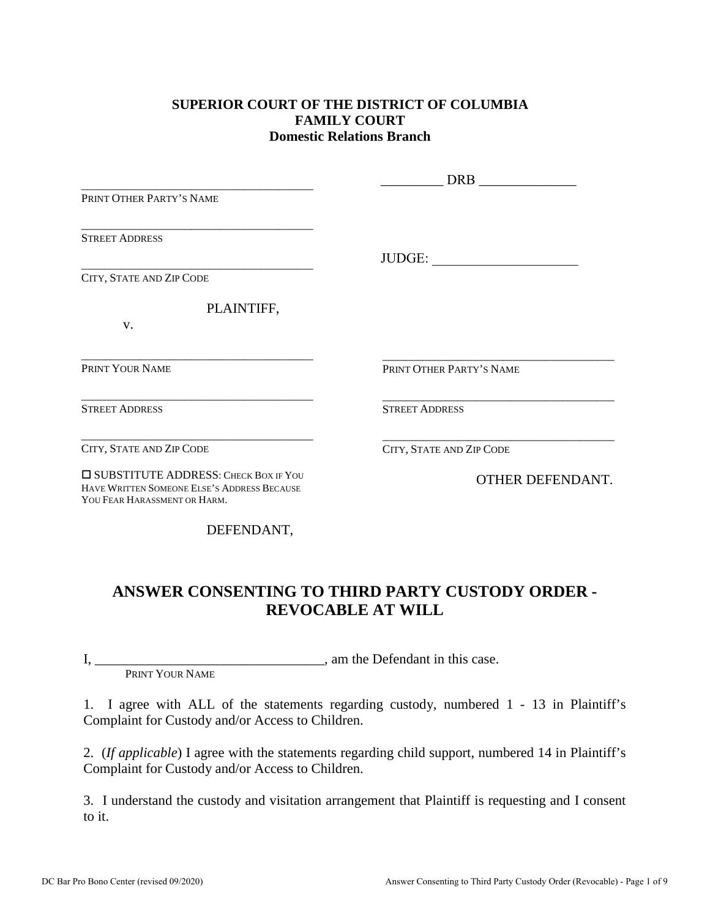**SUPERIOR COURT OF THE DISTRICT OF COLUMBIA**
**FAMILY COURT**
**Domestic Relations Branch**

| | |
|---|---|
| ____________________________________ PRINT OTHER PARTY'S NAME | _________ DRB ______________ |
| ____________________________________ STREET ADDRESS | |
| ____________________________________ CITY, STATE AND ZIP CODE | JUDGE: _____________________ |
| PLAINTIFF, | |
| v. | |
| ____________________________________ PRINT YOUR NAME | ____________________________________ PRINT OTHER PARTY'S NAME |
| ____________________________________ STREET ADDRESS | ____________________________________ STREET ADDRESS |
| ____________________________________ CITY, STATE AND ZIP CODE | ____________________________________ CITY, STATE AND ZIP CODE |
| ☐ SUBSTITUTE ADDRESS: CHECK BOX IF YOU HAVE WRITTEN SOMEONE ELSE'S ADDRESS BECAUSE YOU FEAR HARASSMENT OR HARM. | OTHER DEFENDANT. |
| DEFENDANT, | |

# ANSWER CONSENTING TO THIRD PARTY CUSTODY ORDER - REVOCABLE AT WILL

I, ________________________________, am the Defendant in this case.
PRINT YOUR NAME

1. I agree with ALL of the statements regarding custody, numbered 1 - 13 in Plaintiff's Complaint for Custody and/or Access to Children.

2. (*If applicable*) I agree with the statements regarding child support, numbered 14 in Plaintiff's Complaint for Custody and/or Access to Children.

3. I understand the custody and visitation arrangement that Plaintiff is requesting and I consent to it.

DC Bar Pro Bono Center (revised 09/2020)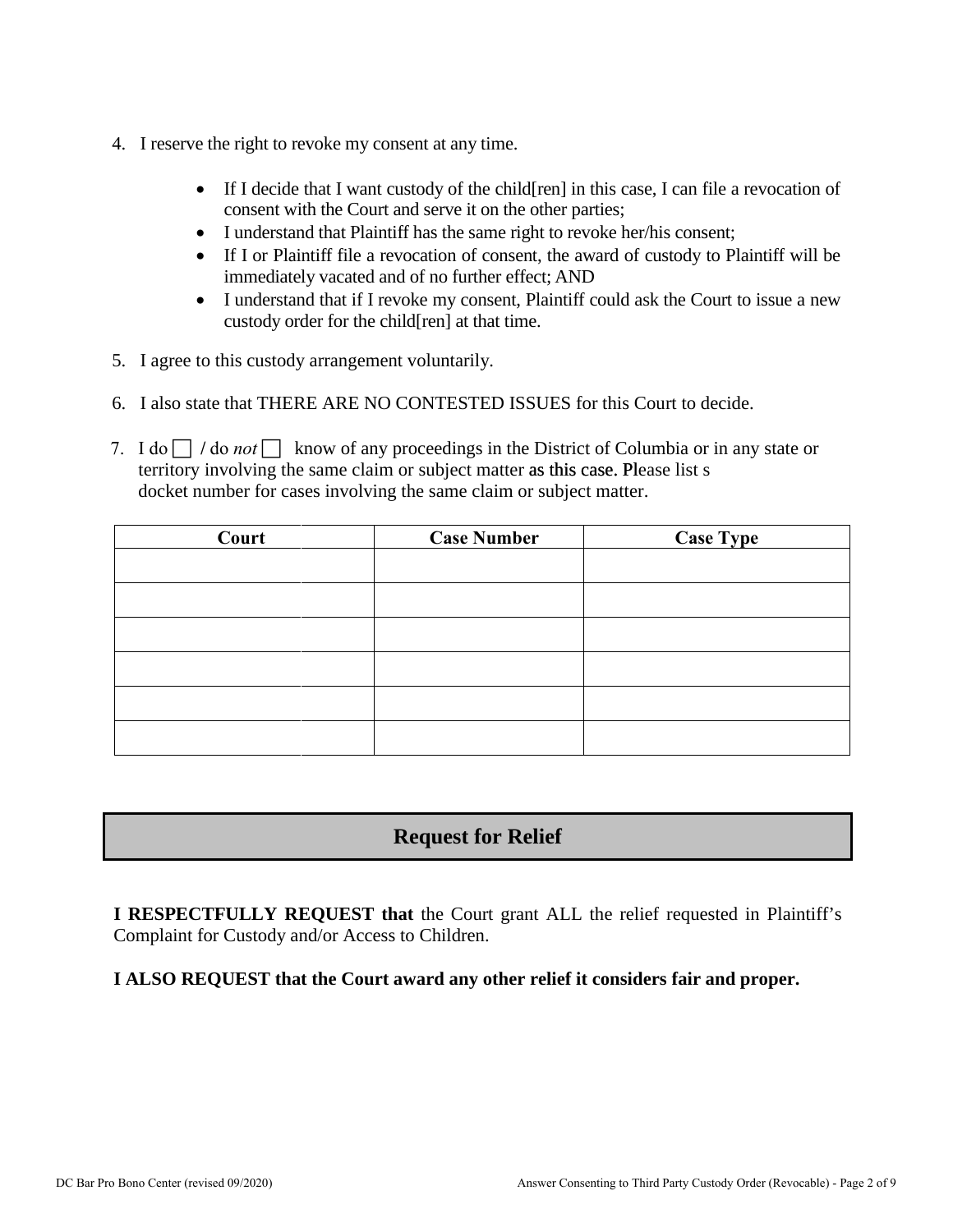4. I reserve the right to revoke my consent at any time.

    - If I decide that I want custody of the child[ren] in this case, I can file a revocation of consent with the Court and serve it on the other parties;
    - I understand that Plaintiff has the same right to revoke her/his consent;
    - If I or Plaintiff file a revocation of consent, the award of custody to Plaintiff will be immediately vacated and of no further effect; AND
    - I understand that if I revoke my consent, Plaintiff could ask the Court to issue a new custody order for the child[ren] at that time.

5. I agree to this custody arrangement voluntarily.

6. I also state that THERE ARE NO CONTESTED ISSUES for this Court to decide.

7. I do ☐ / do *not* ☐ know of any proceedings in the District of Columbia or in any state or territory involving the same claim or subject matter as this case. Please list s docket number for cases involving the same claim or subject matter.

| Court | Case Number | Case Type |
|---|---|---|
| | | |
| | | |
| | | |
| | | |
| | | |
| | | |

## Request for Relief

**I RESPECTFULLY REQUEST that** the Court grant ALL the relief requested in Plaintiff's Complaint for Custody and/or Access to Children.

**I ALSO REQUEST that the Court award any other relief it considers fair and proper.**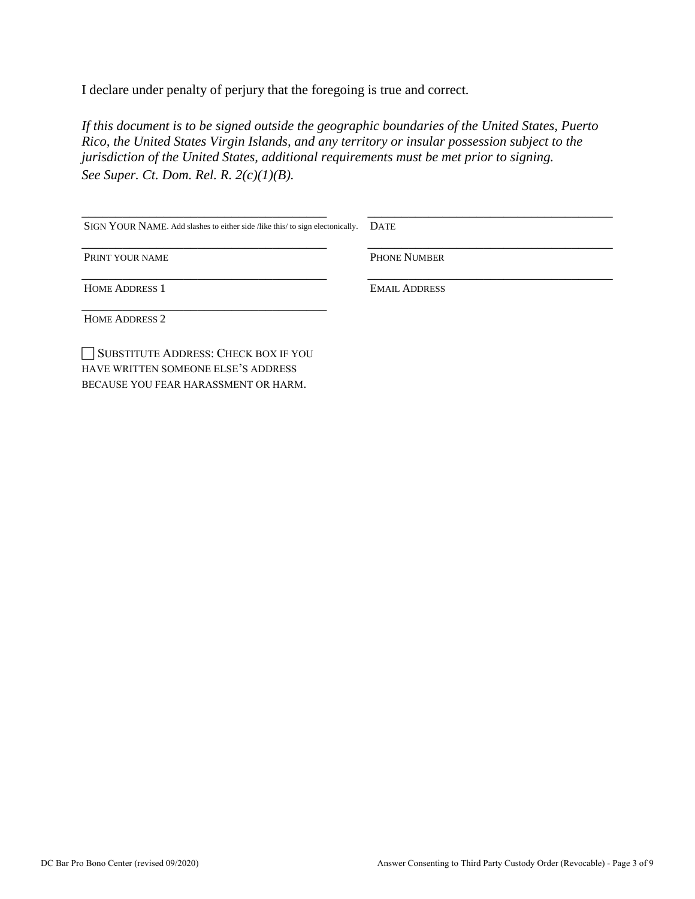I declare under penalty of perjury that the foregoing is true and correct.

*If this document is to be signed outside the geographic boundaries of the United States, Puerto Rico, the United States Virgin Islands, and any territory or insular possession subject to the jurisdiction of the United States, additional requirements must be met prior to signing. See Super. Ct. Dom. Rel. R. 2(c)(1)(B).*

| ______________________________ | ______________________________ |
|---|---|
| SIGN YOUR NAME. Add slashes to either side /like this/ to sign electonically. | DATE |
| ______________________________ | ______________________________ |
| PRINT YOUR NAME | PHONE NUMBER |
| ______________________________ | ______________________________ |
| HOME ADDRESS 1 | EMAIL ADDRESS |
| ______________________________ | |
| HOME ADDRESS 2 | |

☐ SUBSTITUTE ADDRESS: CHECK BOX IF YOU HAVE WRITTEN SOMEONE ELSE'S ADDRESS BECAUSE YOU FEAR HARASSMENT OR HARM.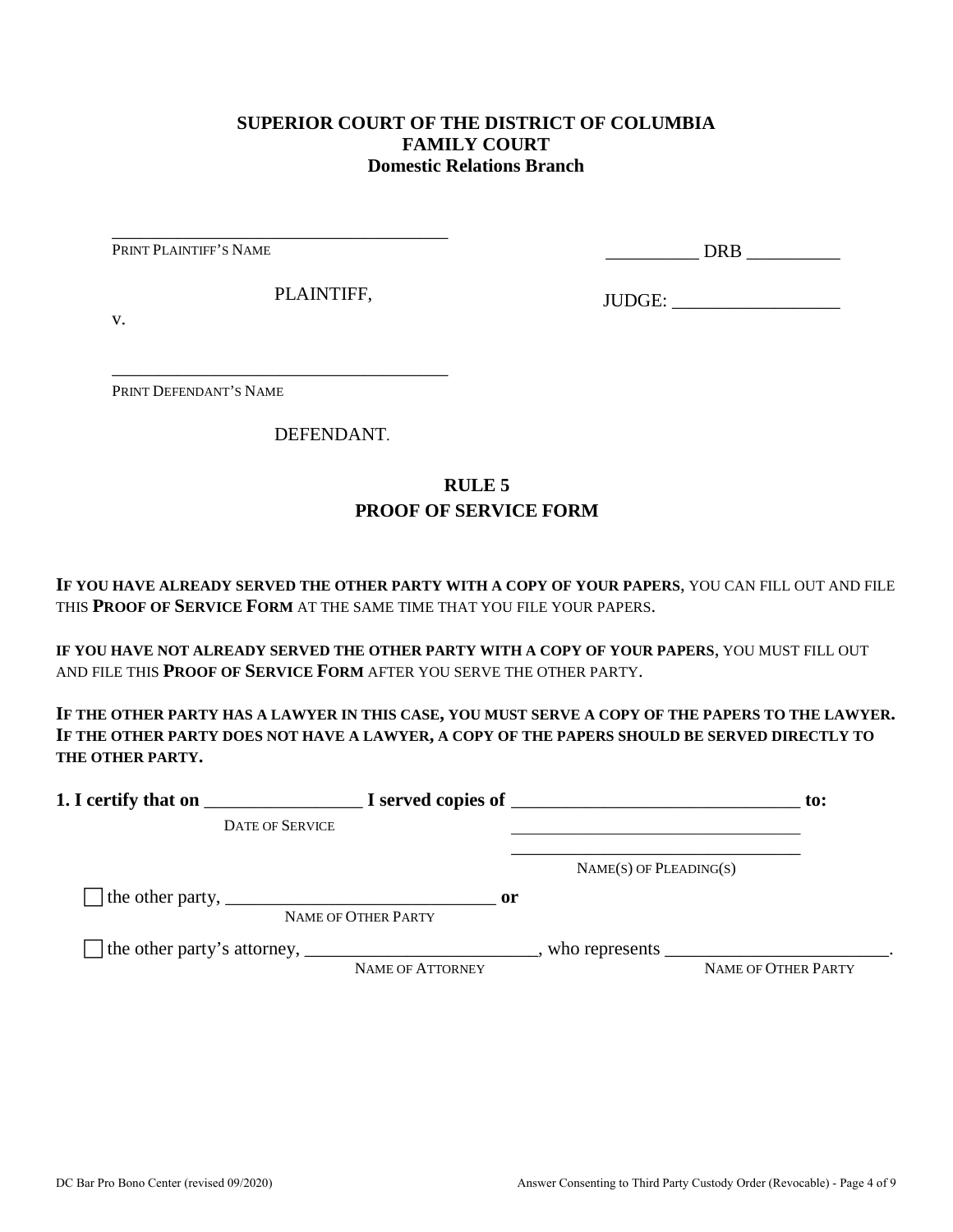**SUPERIOR COURT OF THE DISTRICT OF COLUMBIA**
**FAMILY COURT**
**Domestic Relations Branch**

_____________________________________
PRINT PLAINTIFF'S NAME

PLAINTIFF,

v.

_____________________________________
PRINT DEFENDANT'S NAME

DEFENDANT.

__________ DRB __________

JUDGE: __________________

## RULE 5
## PROOF OF SERVICE FORM

**IF YOU HAVE ALREADY SERVED THE OTHER PARTY WITH A COPY OF YOUR PAPERS**, YOU CAN FILL OUT AND FILE THIS **PROOF OF SERVICE FORM** AT THE SAME TIME THAT YOU FILE YOUR PAPERS.

**IF YOU HAVE NOT ALREADY SERVED THE OTHER PARTY WITH A COPY OF YOUR PAPERS**, YOU MUST FILL OUT AND FILE THIS **PROOF OF SERVICE FORM** AFTER YOU SERVE THE OTHER PARTY.

**IF THE OTHER PARTY HAS A LAWYER IN THIS CASE, YOU MUST SERVE A COPY OF THE PAPERS TO THE LAWYER. IF THE OTHER PARTY DOES NOT HAVE A LAWYER, A COPY OF THE PAPERS SHOULD BE SERVED DIRECTLY TO THE OTHER PARTY.**

**1. I certify that on** _________________ **I served copies of** _______________________________ **to:**
DATE OF SERVICE
_______________________________
_______________________________
NAME(S) OF PLEADING(S)

☐ the other party, _____________________________ **or**
NAME OF OTHER PARTY

☐ the other party's attorney, _________________________, who represents _______________________.
NAME OF ATTORNEY NAME OF OTHER PARTY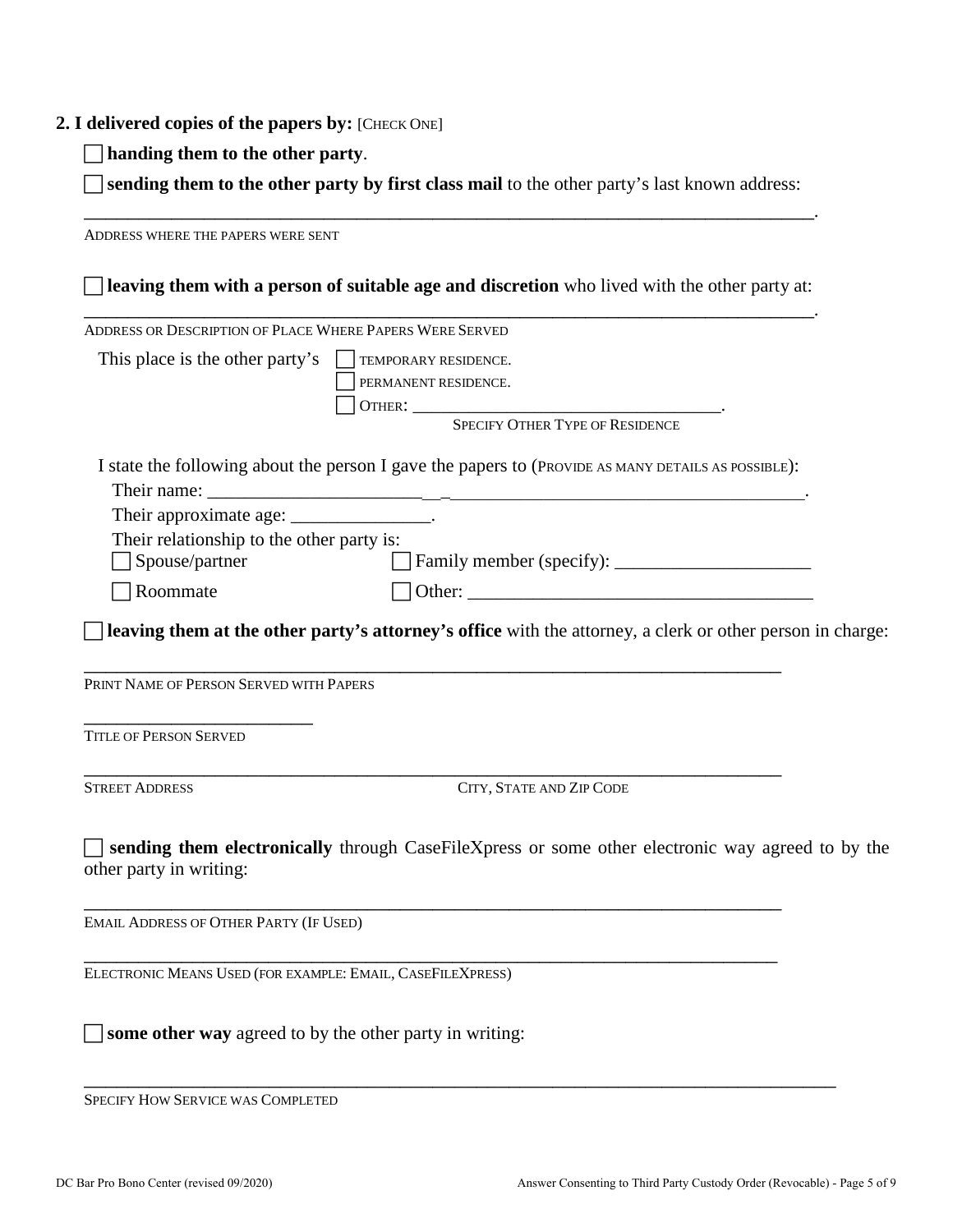**2. I delivered copies of the papers by:** [CHECK ONE]

☐ **handing them to the other party**.

☐ **sending them to the other party by first class mail** to the other party's last known address:

______________________________________________________________________________.
ADDRESS WHERE THE PAPERS WERE SENT

☐ **leaving them with a person of suitable age and discretion** who lived with the other party at:

______________________________________________________________________________.
ADDRESS OR DESCRIPTION OF PLACE WHERE PAPERS WERE SERVED

This place is the other party's ☐ TEMPORARY RESIDENCE.
☐ PERMANENT RESIDENCE.
☐ OTHER: ________________________________.
SPECIFY OTHER TYPE OF RESIDENCE

I state the following about the person I gave the papers to (PROVIDE AS MANY DETAILS AS POSSIBLE):

Their name: ______________________________________________________________.

Their approximate age: _______________.

Their relationship to the other party is:

☐ Spouse/partner ☐ Family member (specify): ____________________

☐ Roommate ☐ Other: ____________________________________

☐ **leaving them at the other party's attorney's office** with the attorney, a clerk or other person in charge:

______________________________________________________________________
PRINT NAME OF PERSON SERVED WITH PAPERS

________________________
TITLE OF PERSON SERVED

______________________________________________________________________
STREET ADDRESS CITY, STATE AND ZIP CODE

☐ **sending them electronically** through CaseFileXpress or some other electronic way agreed to by the other party in writing:

______________________________________________________________________
EMAIL ADDRESS OF OTHER PARTY (IF USED)

______________________________________________________________________
ELECTRONIC MEANS USED (FOR EXAMPLE: EMAIL, CASEFILEXPRESS)

☐ **some other way** agreed to by the other party in writing:

______________________________________________________________________
SPECIFY HOW SERVICE WAS COMPLETED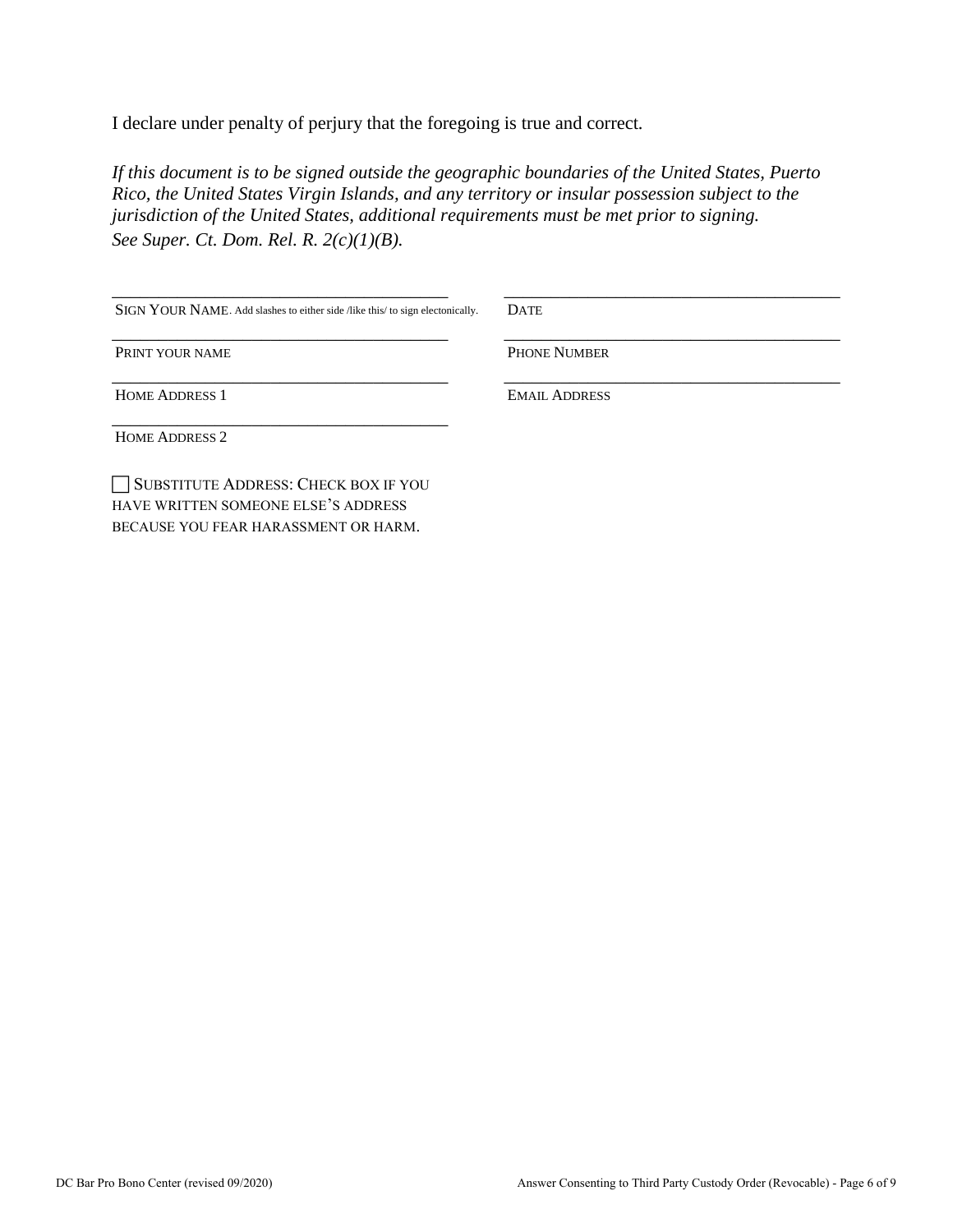I declare under penalty of perjury that the foregoing is true and correct.

*If this document is to be signed outside the geographic boundaries of the United States, Puerto Rico, the United States Virgin Islands, and any territory or insular possession subject to the jurisdiction of the United States, additional requirements must be met prior to signing. See Super. Ct. Dom. Rel. R. 2(c)(1)(B).*

| | |
|---|---|
| ______________________________________ | ______________________________________ |
| SIGN YOUR NAME. Add slashes to either side /like this/ to sign electonically. | DATE |
| ______________________________________ | ______________________________________ |
| PRINT YOUR NAME | PHONE NUMBER |
| ______________________________________ | ______________________________________ |
| HOME ADDRESS 1 | EMAIL ADDRESS |
| ______________________________________ | |
| HOME ADDRESS 2 | |

☐ SUBSTITUTE ADDRESS: CHECK BOX IF YOU HAVE WRITTEN SOMEONE ELSE'S ADDRESS BECAUSE YOU FEAR HARASSMENT OR HARM.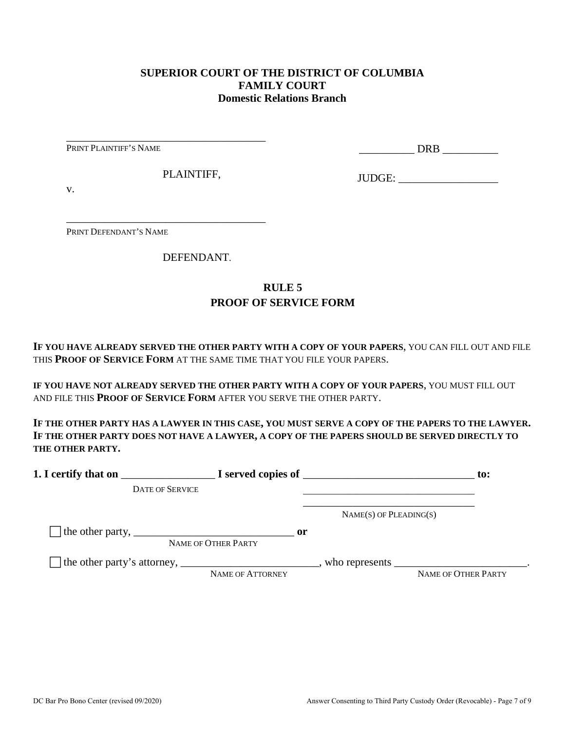**SUPERIOR COURT OF THE DISTRICT OF COLUMBIA**
**FAMILY COURT**
**Domestic Relations Branch**

_____________________________________
PRINT PLAINTIFF'S NAME

PLAINTIFF,

v.

_____________________________________
PRINT DEFENDANT'S NAME

DEFENDANT.

__________ DRB __________

JUDGE: __________________

## RULE 5
## PROOF OF SERVICE FORM

**IF YOU HAVE ALREADY SERVED THE OTHER PARTY WITH A COPY OF YOUR PAPERS**, YOU CAN FILL OUT AND FILE THIS **PROOF OF SERVICE FORM** AT THE SAME TIME THAT YOU FILE YOUR PAPERS.

**IF YOU HAVE NOT ALREADY SERVED THE OTHER PARTY WITH A COPY OF YOUR PAPERS**, YOU MUST FILL OUT AND FILE THIS **PROOF OF SERVICE FORM** AFTER YOU SERVE THE OTHER PARTY.

**IF THE OTHER PARTY HAS A LAWYER IN THIS CASE, YOU MUST SERVE A COPY OF THE PAPERS TO THE LAWYER. IF THE OTHER PARTY DOES NOT HAVE A LAWYER, A COPY OF THE PAPERS SHOULD BE SERVED DIRECTLY TO THE OTHER PARTY.**

**1. I certify that on** _________________ **I served copies of** _______________________________ **to:**
DATE OF SERVICE

_______________________________
_______________________________
NAME(S) OF PLEADING(S)

☐ the other party, _____________________________ **or**
NAME OF OTHER PARTY

☐ the other party's attorney, _________________________, who represents ________________________.
NAME OF ATTORNEY NAME OF OTHER PARTY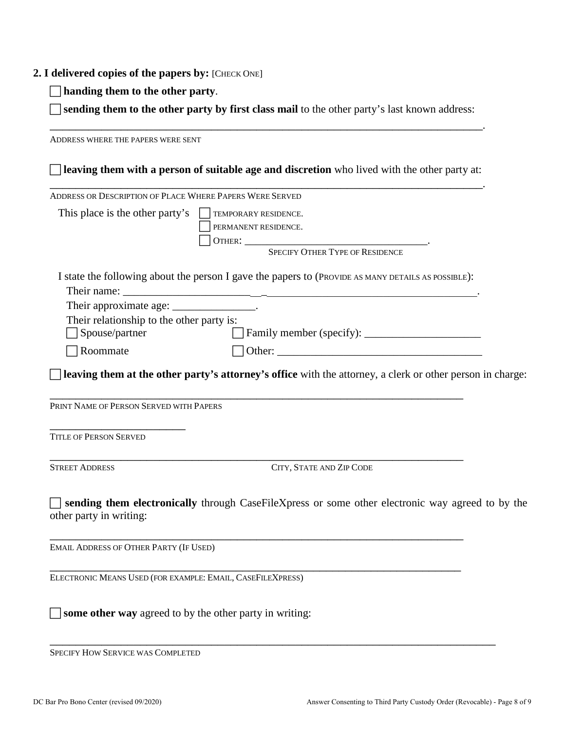**2. I delivered copies of the papers by:** [CHECK ONE]

☐ **handing them to the other party**.

☐ **sending them to the other party by first class mail** to the other party's last known address:

_______________________________________________________________________________.

ADDRESS WHERE THE PAPERS WERE SENT

☐ **leaving them with a person of suitable age and discretion** who lived with the other party at:

_______________________________________________________________________________.

ADDRESS OR DESCRIPTION OF PLACE WHERE PAPERS WERE SERVED

This place is the other party's ☐ TEMPORARY RESIDENCE.
☐ PERMANENT RESIDENCE.
☐ OTHER: ___________________________________.
SPECIFY OTHER TYPE OF RESIDENCE

I state the following about the person I gave the papers to (PROVIDE AS MANY DETAILS AS POSSIBLE):

Their name: _______________________________________________________________.

Their approximate age: _______________.

Their relationship to the other party is:

☐ Spouse/partner ☐ Family member (specify): _____________________

☐ Roommate ☐ Other: ______________________________________

☐ **leaving them at the other party's attorney's office** with the attorney, a clerk or other person in charge:

_______________________________________________________________________________

PRINT NAME OF PERSON SERVED WITH PAPERS

_________________________

TITLE OF PERSON SERVED

_______________________________________________________________________________

STREET ADDRESS CITY, STATE AND ZIP CODE

☐ **sending them electronically** through CaseFileXpress or some other electronic way agreed to by the other party in writing:

_______________________________________________________________________________

EMAIL ADDRESS OF OTHER PARTY (IF USED)

_______________________________________________________________________________

ELECTRONIC MEANS USED (FOR EXAMPLE: EMAIL, CASEFILEXPRESS)

☐ **some other way** agreed to by the other party in writing:

_______________________________________________________________________________

SPECIFY HOW SERVICE WAS COMPLETED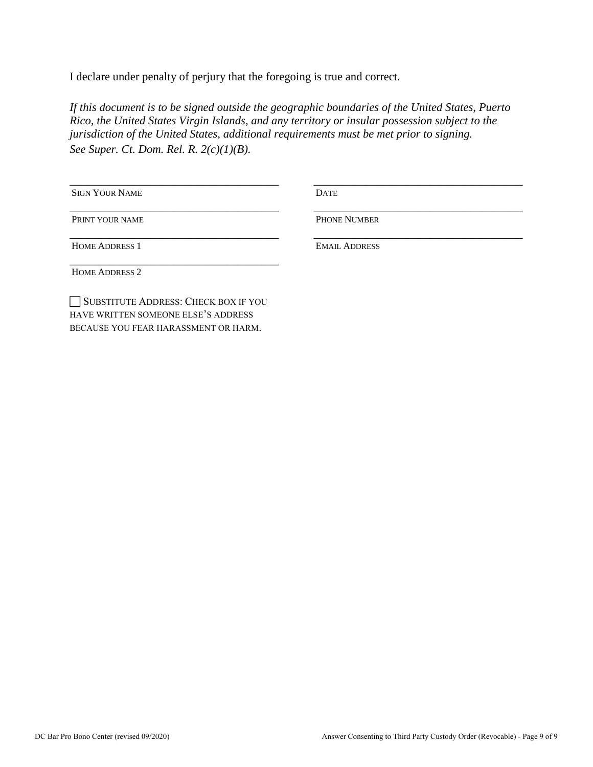I declare under penalty of perjury that the foregoing is true and correct.

*If this document is to be signed outside the geographic boundaries of the United States, Puerto Rico, the United States Virgin Islands, and any territory or insular possession subject to the jurisdiction of the United States, additional requirements must be met prior to signing. See Super. Ct. Dom. Rel. R. 2(c)(1)(B).*

| | |
|---|---|
| ________________________________________ | ________________________________________ |
| SIGN YOUR NAME | DATE |
| ________________________________________ | ________________________________________ |
| PRINT YOUR NAME | PHONE NUMBER |
| ________________________________________ | ________________________________________ |
| HOME ADDRESS 1 | EMAIL ADDRESS |
| ________________________________________ | |
| HOME ADDRESS 2 | |

☐ SUBSTITUTE ADDRESS: CHECK BOX IF YOU HAVE WRITTEN SOMEONE ELSE'S ADDRESS BECAUSE YOU FEAR HARASSMENT OR HARM.